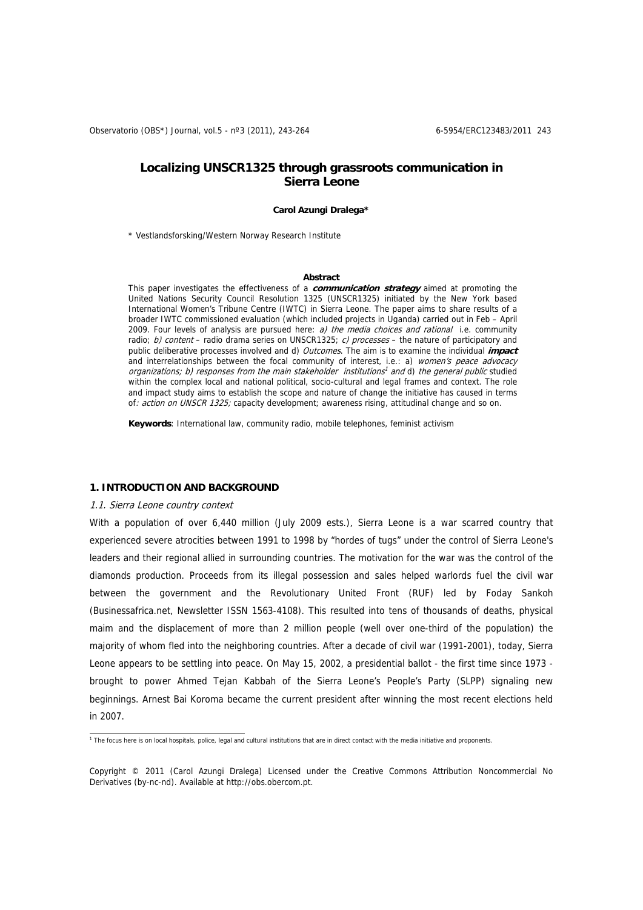# Localizing UNSCR1325 through grassroots communication in Sierra Leone

**Carol Azungi Dralega***

\* Vestlandsforsking/Western Norway Research Institute

**Abstract**

This paper investigates the effectiveness of a ***communication strategy*** aimed at promoting the United Nations Security Council Resolution 1325 (UNSCR1325) initiated by the New York based International Women's Tribune Centre (IWTC) in Sierra Leone. The paper aims to share results of a broader IWTC commissioned evaluation (which included projects in Uganda) carried out in Feb – April 2009. Four levels of analysis are pursued here: *a) the media choices and rational* i.e. community radio; *b) content* – radio drama series on UNSCR1325; *c) processes* – the nature of participatory and public deliberative processes involved and d) *Outcomes*. The aim is to examine the individual ***impact*** and interrelationships between the focal community of interest, i.e.: a) *women's peace advocacy organizations; b) responses from the main stakeholder institutions*[1] *and* d) *the general public* studied within the complex local and national political, socio-cultural and legal frames and context. The role and impact study aims to establish the scope and nature of change the initiative has caused in terms of*: action on UNSCR 1325;* capacity development; awareness rising, attitudinal change and so on.

**Keywords**: International law, community radio, mobile telephones, feminist activism

## 1. INTRODUCTION AND BACKGROUND

### 1.1. Sierra Leone country context

With a population of over 6,440 million (July 2009 ests.), Sierra Leone is a war scarred country that experienced severe atrocities between 1991 to 1998 by "hordes of tugs" under the control of Sierra Leone's leaders and their regional allied in surrounding countries. The motivation for the war was the control of the diamonds production. Proceeds from its illegal possession and sales helped warlords fuel the civil war between the government and the Revolutionary United Front (RUF) led by Foday Sankoh (Businessafrica.net, Newsletter ISSN 1563-4108). This resulted into tens of thousands of deaths, physical maim and the displacement of more than 2 million people (well over one-third of the population) the majority of whom fled into the neighboring countries. After a decade of civil war (1991-2001), today, Sierra Leone appears to be settling into peace. On May 15, 2002, a presidential ballot - the first time since 1973 - brought to power Ahmed Tejan Kabbah of the Sierra Leone's People's Party (SLPP) signaling new beginnings. Arnest Bai Koroma became the current president after winning the most recent elections held in 2007.

[1] The focus here is on local hospitals, police, legal and cultural institutions that are in direct contact with the media initiative and proponents.

Copyright © 2011 (Carol Azungi Dralega) Licensed under the Creative Commons Attribution Noncommercial No Derivatives (by-nc-nd). Available at http://obs.obercom.pt.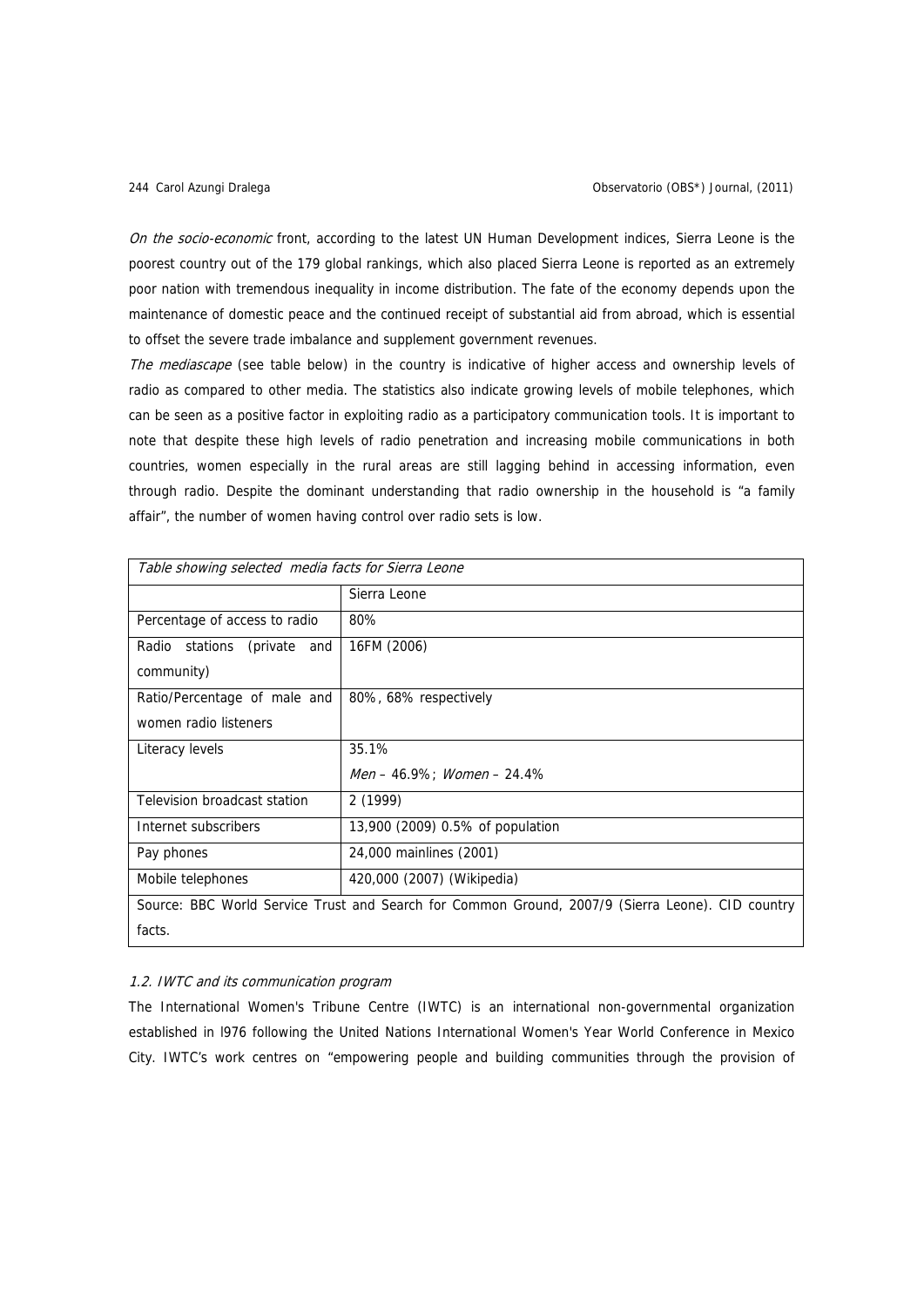*On the socio-economic* front, according to the latest UN Human Development indices, Sierra Leone is the poorest country out of the 179 global rankings, which also placed Sierra Leone is reported as an extremely poor nation with tremendous inequality in income distribution. The fate of the economy depends upon the maintenance of domestic peace and the continued receipt of substantial aid from abroad, which is essential to offset the severe trade imbalance and supplement government revenues.

*The mediascape* (see table below) in the country is indicative of higher access and ownership levels of radio as compared to other media. The statistics also indicate growing levels of mobile telephones, which can be seen as a positive factor in exploiting radio as a participatory communication tools. It is important to note that despite these high levels of radio penetration and increasing mobile communications in both countries, women especially in the rural areas are still lagging behind in accessing information, even through radio. Despite the dominant understanding that radio ownership in the household is "a family affair", the number of women having control over radio sets is low.

*Table showing selected media facts for Sierra Leone*

| | Sierra Leone |
|---|---|
| Percentage of access to radio | 80% |
| Radio stations (private and community) | 16FM (2006) |
| Ratio/Percentage of male and women radio listeners | 80%, 68% respectively |
| Literacy levels | 35.1%<br>*Men* – 46.9%; *Women* – 24.4% |
| Television broadcast station | 2 (1999) |
| Internet subscribers | 13,900 (2009) 0.5% of population |
| Pay phones | 24,000 mainlines (2001) |
| Mobile telephones | 420,000 (2007) (Wikipedia) |

Source: BBC World Service Trust and Search for Common Ground, 2007/9 (Sierra Leone). CID country facts.

### *1.2. IWTC and its communication program*

The International Women's Tribune Centre (IWTC) is an international non-governmental organization established in l976 following the United Nations International Women's Year World Conference in Mexico City. IWTC's work centres on "empowering people and building communities through the provision of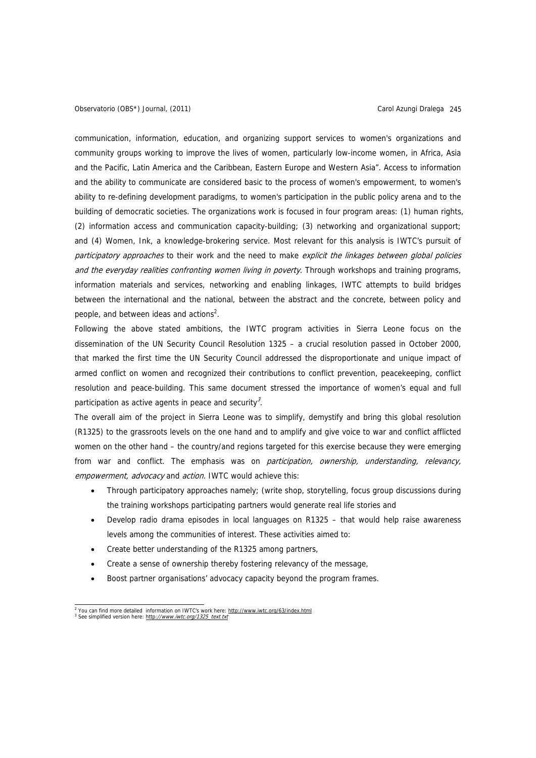communication, information, education, and organizing support services to women's organizations and community groups working to improve the lives of women, particularly low-income women, in Africa, Asia and the Pacific, Latin America and the Caribbean, Eastern Europe and Western Asia". Access to information and the ability to communicate are considered basic to the process of women's empowerment, to women's ability to re-defining development paradigms, to women's participation in the public policy arena and to the building of democratic societies. The organizations work is focused in four program areas: (1) human rights, (2) information access and communication capacity-building; (3) networking and organizational support; and (4) Women, Ink, a knowledge-brokering service. Most relevant for this analysis is IWTC's pursuit of *participatory approaches* to their work and the need to make *explicit the linkages between global policies and the everyday realities confronting women living in poverty*. Through workshops and training programs, information materials and services, networking and enabling linkages, IWTC attempts to build bridges between the international and the national, between the abstract and the concrete, between policy and people, and between ideas and actions[2].

Following the above stated ambitions, the IWTC program activities in Sierra Leone focus on the dissemination of the UN Security Council Resolution 1325 – a crucial resolution passed in October 2000, that marked the first time the UN Security Council addressed the disproportionate and unique impact of armed conflict on women and recognized their contributions to conflict prevention, peacekeeping, conflict resolution and peace-building. This same document stressed the importance of women's equal and full participation as active agents in peace and security[3].

The overall aim of the project in Sierra Leone was to simplify, demystify and bring this global resolution (R1325) to the grassroots levels on the one hand and to amplify and give voice to war and conflict afflicted women on the other hand – the country/and regions targeted for this exercise because they were emerging from war and conflict. The emphasis was on *participation, ownership, understanding, relevancy, empowerment, advocacy* and *action*. IWTC would achieve this:

- Through participatory approaches namely; (write shop, storytelling, focus group discussions during the training workshops participating partners would generate real life stories and
- Develop radio drama episodes in local languages on R1325 – that would help raise awareness levels among the communities of interest. These activities aimed to:
- Create better understanding of the R1325 among partners,
- Create a sense of ownership thereby fostering relevancy of the message,
- Boost partner organisations' advocacy capacity beyond the program frames.

---

[2] You can find more detailed information on IWTC's work here: http://www.iwtc.org/63/index.html

[3] See simplified version here: *http://www.iwtc.org/1325_text.txt*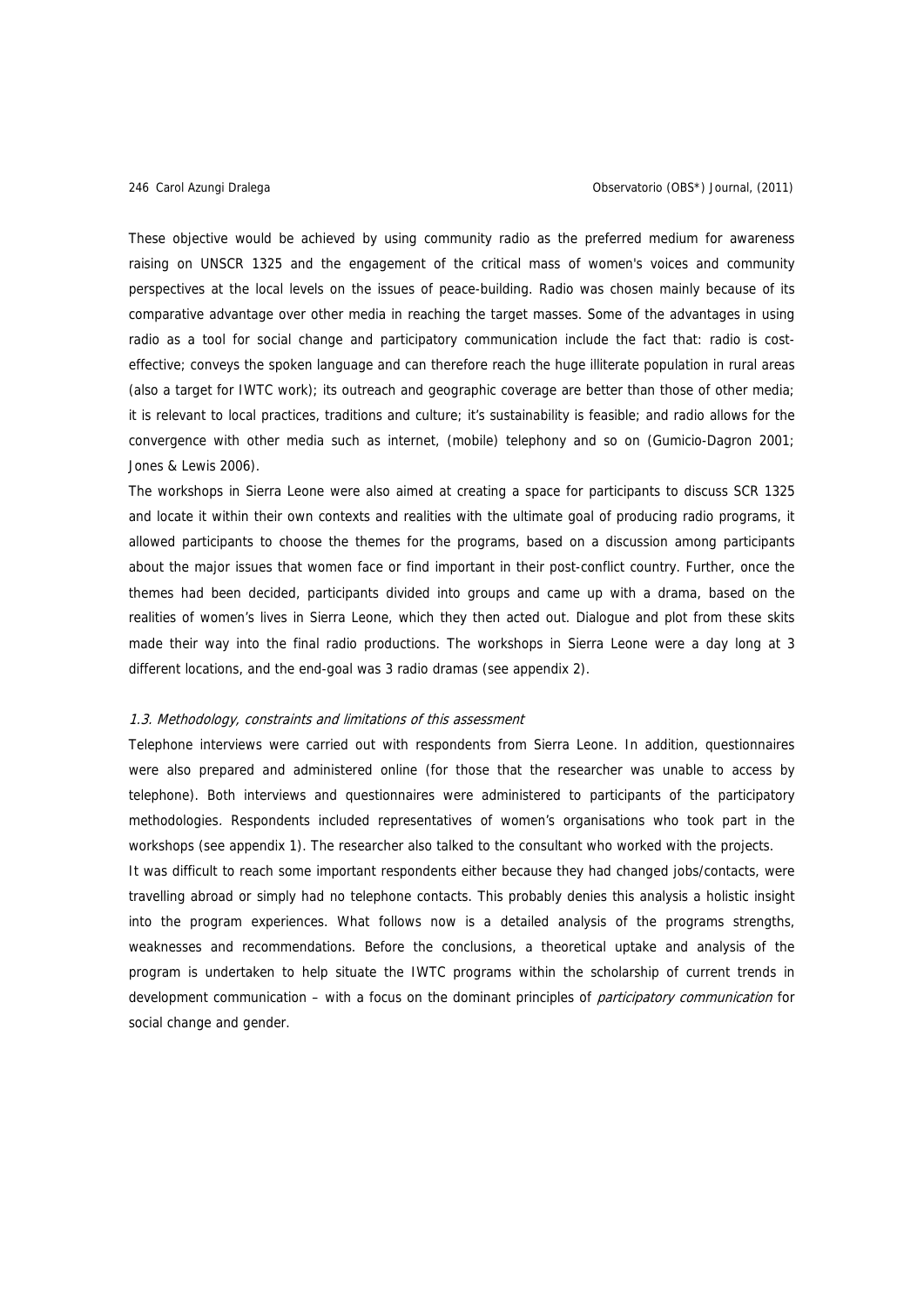These objective would be achieved by using community radio as the preferred medium for awareness raising on UNSCR 1325 and the engagement of the critical mass of women's voices and community perspectives at the local levels on the issues of peace-building. Radio was chosen mainly because of its comparative advantage over other media in reaching the target masses. Some of the advantages in using radio as a tool for social change and participatory communication include the fact that: radio is cost-effective; conveys the spoken language and can therefore reach the huge illiterate population in rural areas (also a target for IWTC work); its outreach and geographic coverage are better than those of other media; it is relevant to local practices, traditions and culture; it's sustainability is feasible; and radio allows for the convergence with other media such as internet, (mobile) telephony and so on (Gumicio-Dagron 2001; Jones & Lewis 2006).

The workshops in Sierra Leone were also aimed at creating a space for participants to discuss SCR 1325 and locate it within their own contexts and realities with the ultimate goal of producing radio programs, it allowed participants to choose the themes for the programs, based on a discussion among participants about the major issues that women face or find important in their post-conflict country. Further, once the themes had been decided, participants divided into groups and came up with a drama, based on the realities of women's lives in Sierra Leone, which they then acted out. Dialogue and plot from these skits made their way into the final radio productions. The workshops in Sierra Leone were a day long at 3 different locations, and the end-goal was 3 radio dramas (see appendix 2).

### *1.3. Methodology, constraints and limitations of this assessment*

Telephone interviews were carried out with respondents from Sierra Leone. In addition, questionnaires were also prepared and administered online (for those that the researcher was unable to access by telephone). Both interviews and questionnaires were administered to participants of the participatory methodologies. Respondents included representatives of women's organisations who took part in the workshops (see appendix 1). The researcher also talked to the consultant who worked with the projects.

It was difficult to reach some important respondents either because they had changed jobs/contacts, were travelling abroad or simply had no telephone contacts. This probably denies this analysis a holistic insight into the program experiences. What follows now is a detailed analysis of the programs strengths, weaknesses and recommendations. Before the conclusions, a theoretical uptake and analysis of the program is undertaken to help situate the IWTC programs within the scholarship of current trends in development communication – with a focus on the dominant principles of *participatory communication* for social change and gender.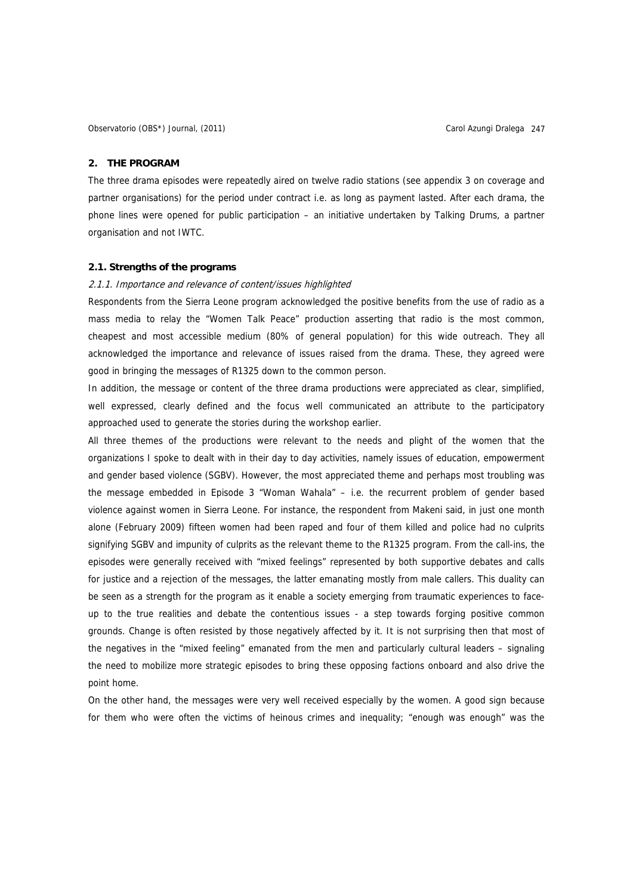## 2. THE PROGRAM

The three drama episodes were repeatedly aired on twelve radio stations (see appendix 3 on coverage and partner organisations) for the period under contract i.e. as long as payment lasted. After each drama, the phone lines were opened for public participation – an initiative undertaken by Talking Drums, a partner organisation and not IWTC.

### 2.1. Strengths of the programs

#### *2.1.1. Importance and relevance of content/issues highlighted*

Respondents from the Sierra Leone program acknowledged the positive benefits from the use of radio as a mass media to relay the "Women Talk Peace" production asserting that radio is the most common, cheapest and most accessible medium (80% of general population) for this wide outreach. They all acknowledged the importance and relevance of issues raised from the drama. These, they agreed were good in bringing the messages of R1325 down to the common person.

In addition, the message or content of the three drama productions were appreciated as clear, simplified, well expressed, clearly defined and the focus well communicated an attribute to the participatory approached used to generate the stories during the workshop earlier.

All three themes of the productions were relevant to the needs and plight of the women that the organizations I spoke to dealt with in their day to day activities, namely issues of education, empowerment and gender based violence (SGBV). However, the most appreciated theme and perhaps most troubling was the message embedded in Episode 3 "Woman Wahala" – i.e. the recurrent problem of gender based violence against women in Sierra Leone. For instance, the respondent from Makeni said, in just one month alone (February 2009) fifteen women had been raped and four of them killed and police had no culprits signifying SGBV and impunity of culprits as the relevant theme to the R1325 program. From the call-ins, the episodes were generally received with "mixed feelings" represented by both supportive debates and calls for justice and a rejection of the messages, the latter emanating mostly from male callers. This duality can be seen as a strength for the program as it enable a society emerging from traumatic experiences to face-up to the true realities and debate the contentious issues - a step towards forging positive common grounds. Change is often resisted by those negatively affected by it. It is not surprising then that most of the negatives in the "mixed feeling" emanated from the men and particularly cultural leaders – signaling the need to mobilize more strategic episodes to bring these opposing factions onboard and also drive the point home.

On the other hand, the messages were very well received especially by the women. A good sign because for them who were often the victims of heinous crimes and inequality; "enough was enough" was the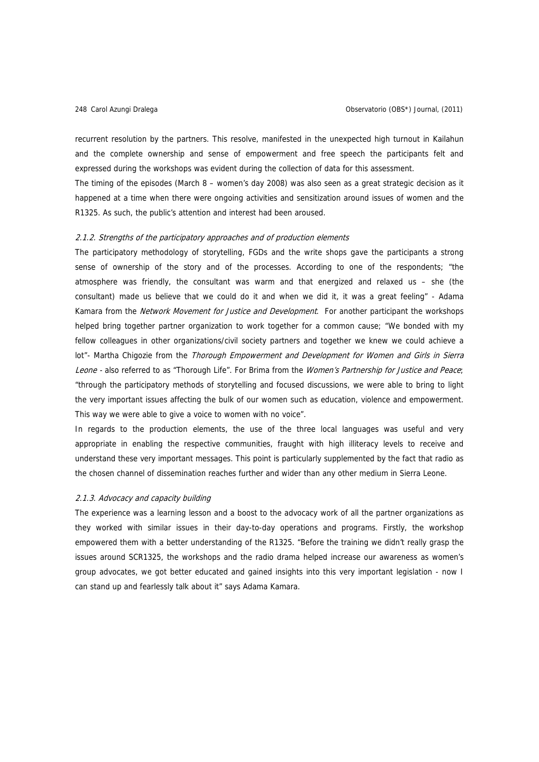recurrent resolution by the partners. This resolve, manifested in the unexpected high turnout in Kailahun and the complete ownership and sense of empowerment and free speech the participants felt and expressed during the workshops was evident during the collection of data for this assessment.

The timing of the episodes (March 8 – women's day 2008) was also seen as a great strategic decision as it happened at a time when there were ongoing activities and sensitization around issues of women and the R1325. As such, the public's attention and interest had been aroused.

#### *2.1.2. Strengths of the participatory approaches and of production elements*

The participatory methodology of storytelling, FGDs and the write shops gave the participants a strong sense of ownership of the story and of the processes. According to one of the respondents; "the atmosphere was friendly, the consultant was warm and that energized and relaxed us – she (the consultant) made us believe that we could do it and when we did it, it was a great feeling" - Adama Kamara from the *Network Movement for Justice and Development*. For another participant the workshops helped bring together partner organization to work together for a common cause; "We bonded with my fellow colleagues in other organizations/civil society partners and together we knew we could achieve a lot"- Martha Chigozie from the *Thorough Empowerment and Development for Women and Girls in Sierra Leone* - also referred to as "Thorough Life". For Brima from the *Women's Partnership for Justice and Peace*; "through the participatory methods of storytelling and focused discussions, we were able to bring to light the very important issues affecting the bulk of our women such as education, violence and empowerment. This way we were able to give a voice to women with no voice".

In regards to the production elements, the use of the three local languages was useful and very appropriate in enabling the respective communities, fraught with high illiteracy levels to receive and understand these very important messages. This point is particularly supplemented by the fact that radio as the chosen channel of dissemination reaches further and wider than any other medium in Sierra Leone.

#### *2.1.3. Advocacy and capacity building*

The experience was a learning lesson and a boost to the advocacy work of all the partner organizations as they worked with similar issues in their day-to-day operations and programs. Firstly, the workshop empowered them with a better understanding of the R1325. "Before the training we didn't really grasp the issues around SCR1325, the workshops and the radio drama helped increase our awareness as women's group advocates, we got better educated and gained insights into this very important legislation - now I can stand up and fearlessly talk about it" says Adama Kamara.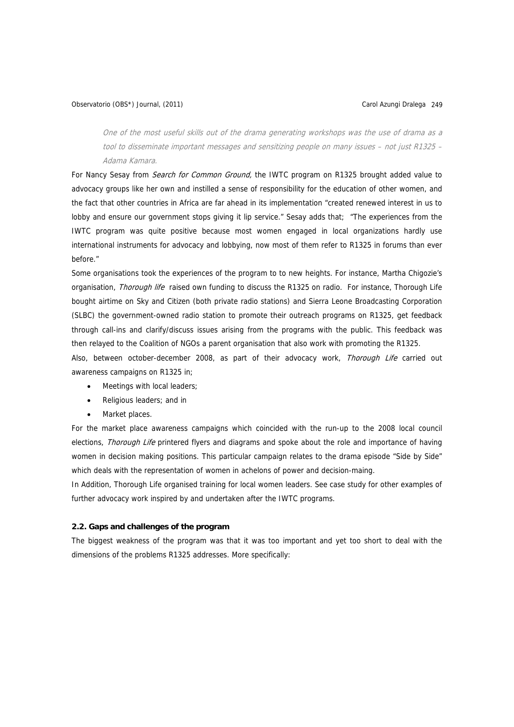*One of the most useful skills out of the drama generating workshops was the use of drama as a tool to disseminate important messages and sensitizing people on many issues – not just R1325 – Adama Kamara.*

For Nancy Sesay from *Search for Common Ground,* the IWTC program on R1325 brought added value to advocacy groups like her own and instilled a sense of responsibility for the education of other women, and the fact that other countries in Africa are far ahead in its implementation "created renewed interest in us to lobby and ensure our government stops giving it lip service." Sesay adds that; "The experiences from the IWTC program was quite positive because most women engaged in local organizations hardly use international instruments for advocacy and lobbying, now most of them refer to R1325 in forums than ever before."

Some organisations took the experiences of the program to to new heights. For instance, Martha Chigozie's organisation, *Thorough life* raised own funding to discuss the R1325 on radio. For instance, Thorough Life bought airtime on Sky and Citizen (both private radio stations) and Sierra Leone Broadcasting Corporation (SLBC) the government-owned radio station to promote their outreach programs on R1325, get feedback through call-ins and clarify/discuss issues arising from the programs with the public. This feedback was then relayed to the Coalition of NGOs a parent organisation that also work with promoting the R1325.

Also, between october-december 2008, as part of their advocacy work, *Thorough Life* carried out awareness campaigns on R1325 in;

- Meetings with local leaders;
- Religious leaders; and in
- Market places.

For the market place awareness campaigns which coincided with the run-up to the 2008 local council elections, *Thorough Life* printered flyers and diagrams and spoke about the role and importance of having women in decision making positions. This particular campaign relates to the drama episode "Side by Side" which deals with the representation of women in achelons of power and decision-maing.

In Addition, Thorough Life organised training for local women leaders. See case study for other examples of further advocacy work inspired by and undertaken after the IWTC programs.

**2.2. Gaps and challenges of the program**

The biggest weakness of the program was that it was too important and yet too short to deal with the dimensions of the problems R1325 addresses. More specifically: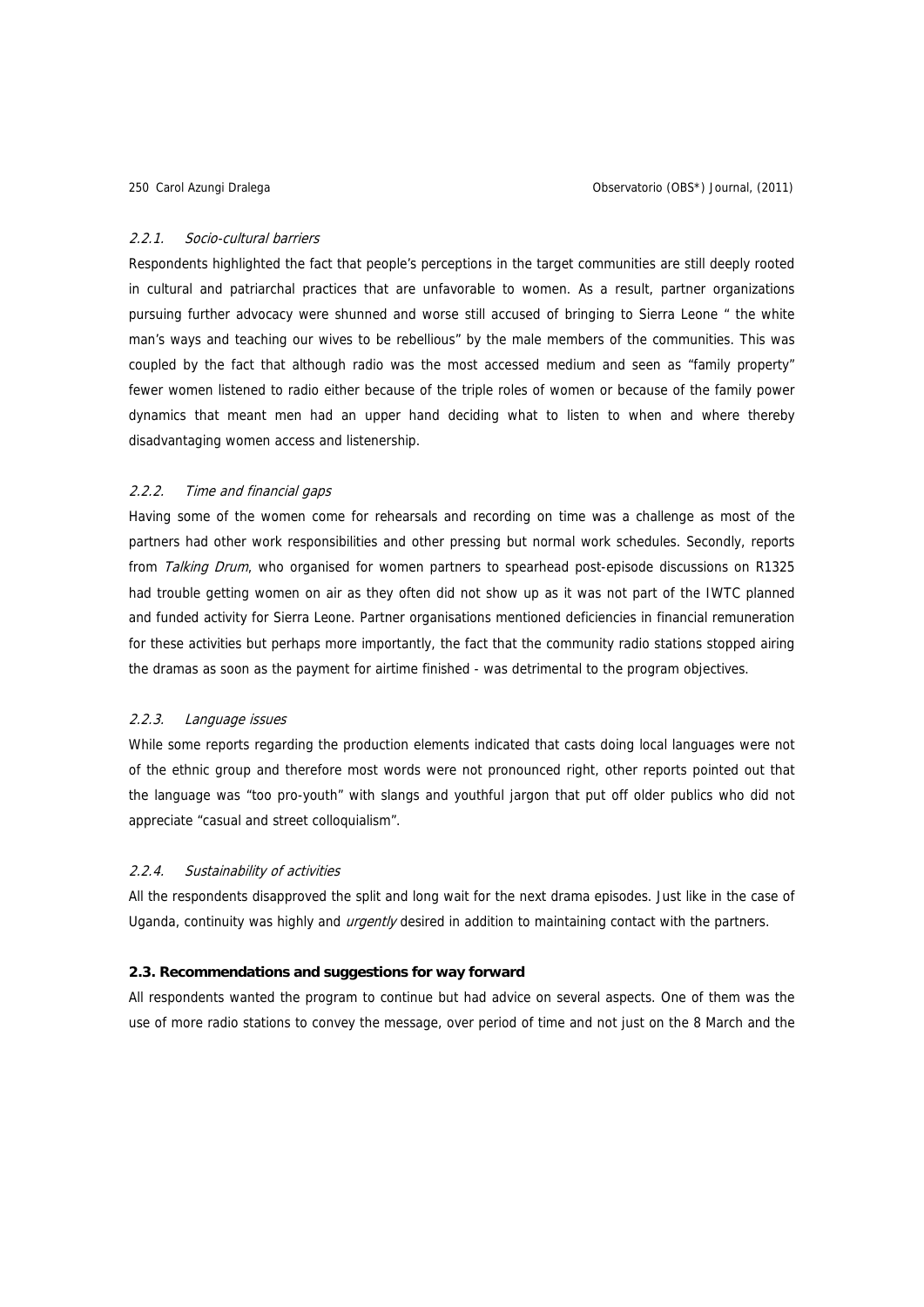#### 2.2.1. *Socio-cultural barriers*

Respondents highlighted the fact that people's perceptions in the target communities are still deeply rooted in cultural and patriarchal practices that are unfavorable to women. As a result, partner organizations pursuing further advocacy were shunned and worse still accused of bringing to Sierra Leone " the white man's ways and teaching our wives to be rebellious" by the male members of the communities. This was coupled by the fact that although radio was the most accessed medium and seen as "family property" fewer women listened to radio either because of the triple roles of women or because of the family power dynamics that meant men had an upper hand deciding what to listen to when and where thereby disadvantaging women access and listenership.

#### 2.2.2. *Time and financial gaps*

Having some of the women come for rehearsals and recording on time was a challenge as most of the partners had other work responsibilities and other pressing but normal work schedules. Secondly, reports from *Talking Drum*, who organised for women partners to spearhead post-episode discussions on R1325 had trouble getting women on air as they often did not show up as it was not part of the IWTC planned and funded activity for Sierra Leone. Partner organisations mentioned deficiencies in financial remuneration for these activities but perhaps more importantly, the fact that the community radio stations stopped airing the dramas as soon as the payment for airtime finished - was detrimental to the program objectives.

#### 2.2.3. *Language issues*

While some reports regarding the production elements indicated that casts doing local languages were not of the ethnic group and therefore most words were not pronounced right, other reports pointed out that the language was "too pro-youth" with slangs and youthful jargon that put off older publics who did not appreciate "casual and street colloquialism".

#### 2.2.4. *Sustainability of activities*

All the respondents disapproved the split and long wait for the next drama episodes. Just like in the case of Uganda, continuity was highly and *urgently* desired in addition to maintaining contact with the partners.

### 2.3. Recommendations and suggestions for way forward

All respondents wanted the program to continue but had advice on several aspects. One of them was the use of more radio stations to convey the message, over period of time and not just on the 8 March and the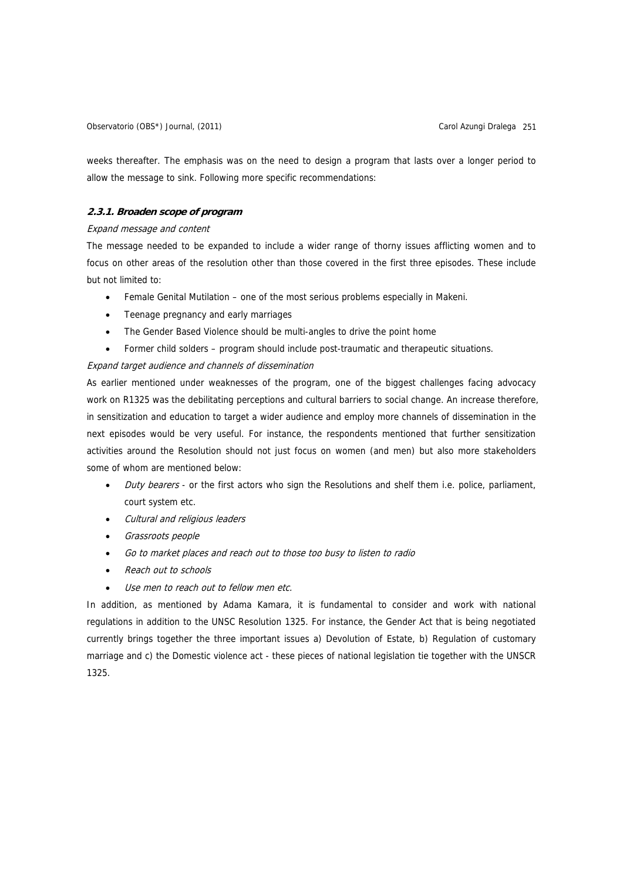weeks thereafter. The emphasis was on the need to design a program that lasts over a longer period to allow the message to sink. Following more specific recommendations:

#### ***2.3.1. Broaden scope of program***

*Expand message and content*

The message needed to be expanded to include a wider range of thorny issues afflicting women and to focus on other areas of the resolution other than those covered in the first three episodes. These include but not limited to:

- Female Genital Mutilation – one of the most serious problems especially in Makeni.
- Teenage pregnancy and early marriages
- The Gender Based Violence should be multi-angles to drive the point home
- Former child solders – program should include post-traumatic and therapeutic situations.

*Expand target audience and channels of dissemination*

As earlier mentioned under weaknesses of the program, one of the biggest challenges facing advocacy work on R1325 was the debilitating perceptions and cultural barriers to social change. An increase therefore, in sensitization and education to target a wider audience and employ more channels of dissemination in the next episodes would be very useful. For instance, the respondents mentioned that further sensitization activities around the Resolution should not just focus on women (and men) but also more stakeholders some of whom are mentioned below:

- *Duty bearers* - or the first actors who sign the Resolutions and shelf them i.e. police, parliament, court system etc.
- *Cultural and religious leaders*
- *Grassroots people*
- *Go to market places and reach out to those too busy to listen to radio*
- *Reach out to schools*
- *Use men to reach out to fellow men etc.*

In addition, as mentioned by Adama Kamara, it is fundamental to consider and work with national regulations in addition to the UNSC Resolution 1325. For instance, the Gender Act that is being negotiated currently brings together the three important issues a) Devolution of Estate, b) Regulation of customary marriage and c) the Domestic violence act - these pieces of national legislation tie together with the UNSCR 1325.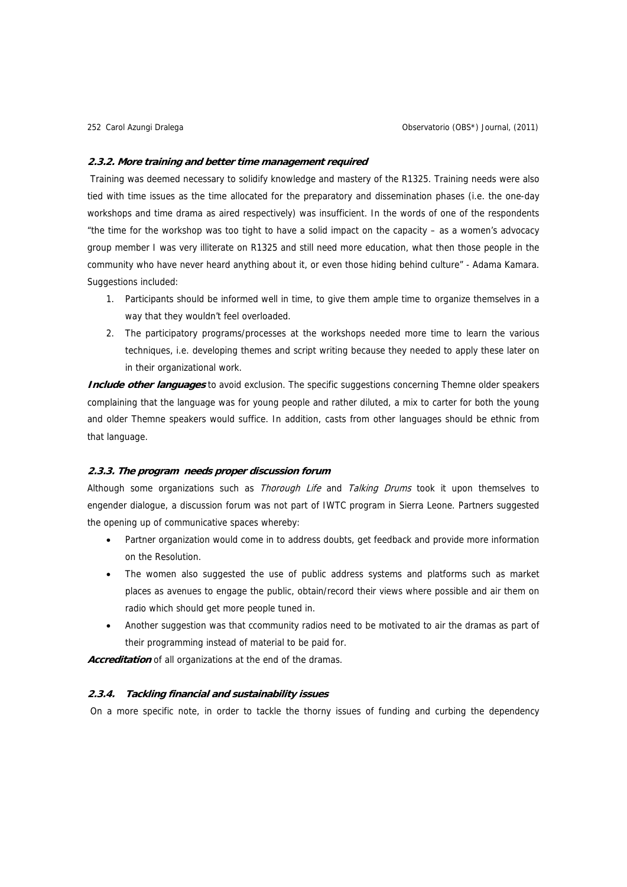#### 2.3.2. More training and better time management required

Training was deemed necessary to solidify knowledge and mastery of the R1325. Training needs were also tied with time issues as the time allocated for the preparatory and dissemination phases (i.e. the one-day workshops and time drama as aired respectively) was insufficient. In the words of one of the respondents "the time for the workshop was too tight to have a solid impact on the capacity – as a women's advocacy group member I was very illiterate on R1325 and still need more education, what then those people in the community who have never heard anything about it, or even those hiding behind culture" - Adama Kamara. Suggestions included:

1. Participants should be informed well in time, to give them ample time to organize themselves in a way that they wouldn't feel overloaded.
2. The participatory programs/processes at the workshops needed more time to learn the various techniques, i.e. developing themes and script writing because they needed to apply these later on in their organizational work.

***Include other languages*** to avoid exclusion. The specific suggestions concerning Themne older speakers complaining that the language was for young people and rather diluted, a mix to carter for both the young and older Themne speakers would suffice. In addition, casts from other languages should be ethnic from that language.

#### 2.3.3. The program needs proper discussion forum

Although some organizations such as *Thorough Life* and *Talking Drums* took it upon themselves to engender dialogue, a discussion forum was not part of IWTC program in Sierra Leone. Partners suggested the opening up of communicative spaces whereby:

- Partner organization would come in to address doubts, get feedback and provide more information on the Resolution.
- The women also suggested the use of public address systems and platforms such as market places as avenues to engage the public, obtain/record their views where possible and air them on radio which should get more people tuned in.
- Another suggestion was that ccommunity radios need to be motivated to air the dramas as part of their programming instead of material to be paid for.

***Accreditation*** of all organizations at the end of the dramas.

#### 2.3.4. Tackling financial and sustainability issues

On a more specific note, in order to tackle the thorny issues of funding and curbing the dependency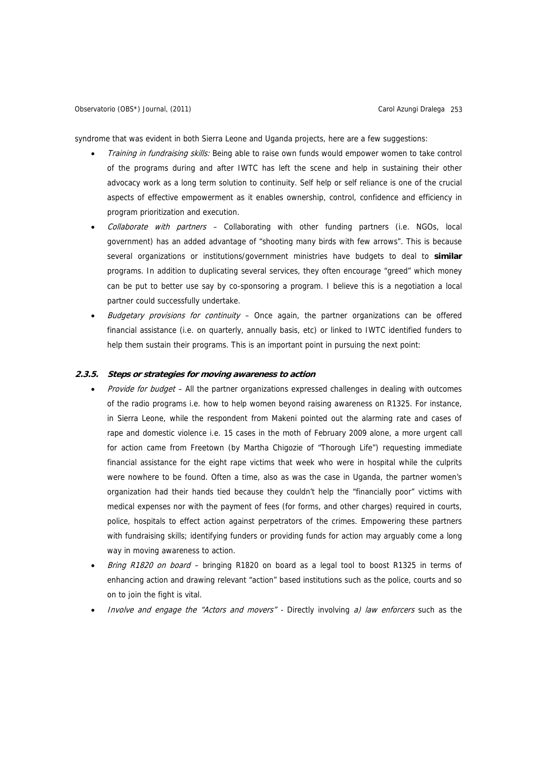syndrome that was evident in both Sierra Leone and Uganda projects, here are a few suggestions:

- *Training in fundraising skills:* Being able to raise own funds would empower women to take control of the programs during and after IWTC has left the scene and help in sustaining their other advocacy work as a long term solution to continuity. Self help or self reliance is one of the crucial aspects of effective empowerment as it enables ownership, control, confidence and efficiency in program prioritization and execution.
- *Collaborate with partners* – Collaborating with other funding partners (i.e. NGOs, local government) has an added advantage of "shooting many birds with few arrows". This is because several organizations or institutions/government ministries have budgets to deal to **similar** programs. In addition to duplicating several services, they often encourage "greed" which money can be put to better use say by co-sponsoring a program. I believe this is a negotiation a local partner could successfully undertake.
- *Budgetary provisions for continuity* – Once again, the partner organizations can be offered financial assistance (i.e. on quarterly, annually basis, etc) or linked to IWTC identified funders to help them sustain their programs. This is an important point in pursuing the next point:

### 2.3.5. Steps or strategies for moving awareness to action

- *Provide for budget* – All the partner organizations expressed challenges in dealing with outcomes of the radio programs i.e. how to help women beyond raising awareness on R1325. For instance, in Sierra Leone, while the respondent from Makeni pointed out the alarming rate and cases of rape and domestic violence i.e. 15 cases in the moth of February 2009 alone, a more urgent call for action came from Freetown (by Martha Chigozie of "Thorough Life") requesting immediate financial assistance for the eight rape victims that week who were in hospital while the culprits were nowhere to be found. Often a time, also as was the case in Uganda, the partner women's organization had their hands tied because they couldn't help the "financially poor" victims with medical expenses nor with the payment of fees (for forms, and other charges) required in courts, police, hospitals to effect action against perpetrators of the crimes. Empowering these partners with fundraising skills; identifying funders or providing funds for action may arguably come a long way in moving awareness to action.
- *Bring R1820 on board* – bringing R1820 on board as a legal tool to boost R1325 in terms of enhancing action and drawing relevant "action" based institutions such as the police, courts and so on to join the fight is vital.
- *Involve and engage the "Actors and movers"* - Directly involving *a) law enforcers* such as the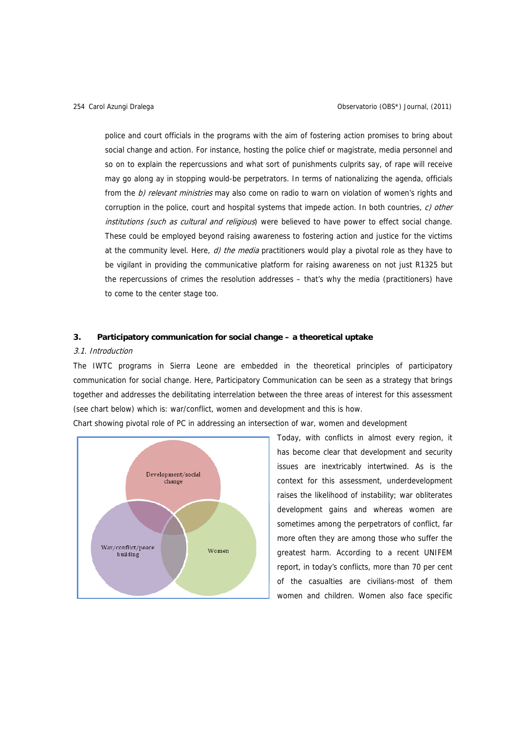police and court officials in the programs with the aim of fostering action promises to bring about social change and action. For instance, hosting the police chief or magistrate, media personnel and so on to explain the repercussions and what sort of punishments culprits say, of rape will receive may go along ay in stopping would-be perpetrators. In terms of nationalizing the agenda, officials from the *b) relevant ministries* may also come on radio to warn on violation of women's rights and corruption in the police, court and hospital systems that impede action. In both countries, *c) other institutions (such as cultural and religious*) were believed to have power to effect social change. These could be employed beyond raising awareness to fostering action and justice for the victims at the community level. Here, *d) the media* practitioners would play a pivotal role as they have to be vigilant in providing the communicative platform for raising awareness on not just R1325 but the repercussions of crimes the resolution addresses – that's why the media (practitioners) have to come to the center stage too.

## 3. Participatory communication for social change – a theoretical uptake

### *3.1. Introduction*

The IWTC programs in Sierra Leone are embedded in the theoretical principles of participatory communication for social change. Here, Participatory Communication can be seen as a strategy that brings together and addresses the debilitating interrelation between the three areas of interest for this assessment (see chart below) which is: war/conflict, women and development and this is how.

Chart showing pivotal role of PC in addressing an intersection of war, women and development

Development/social change

War/conflict/peace building

Women

Today, with conflicts in almost every region, it has become clear that development and security issues are inextricably intertwined. As is the context for this assessment, underdevelopment raises the likelihood of instability; war obliterates development gains and whereas women are sometimes among the perpetrators of conflict, far more often they are among those who suffer the greatest harm. According to a recent UNIFEM report, in today's conflicts, more than 70 per cent of the casualties are civilians-most of them women and children. Women also face specific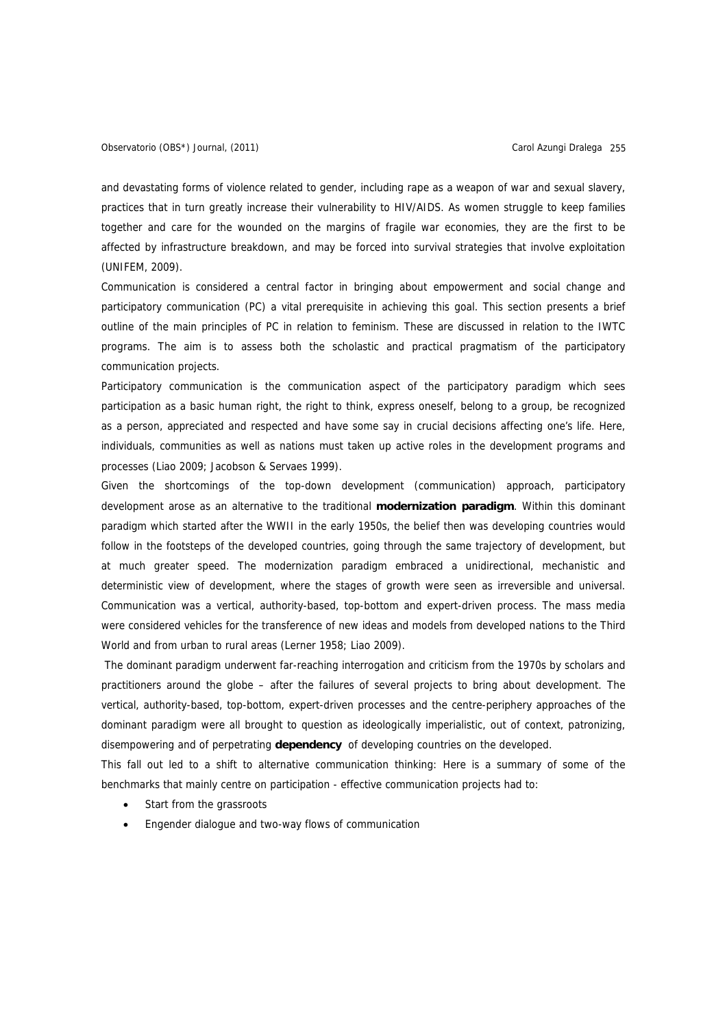and devastating forms of violence related to gender, including rape as a weapon of war and sexual slavery, practices that in turn greatly increase their vulnerability to HIV/AIDS. As women struggle to keep families together and care for the wounded on the margins of fragile war economies, they are the first to be affected by infrastructure breakdown, and may be forced into survival strategies that involve exploitation (UNIFEM, 2009).

Communication is considered a central factor in bringing about empowerment and social change and participatory communication (PC) a vital prerequisite in achieving this goal. This section presents a brief outline of the main principles of PC in relation to feminism. These are discussed in relation to the IWTC programs. The aim is to assess both the scholastic and practical pragmatism of the participatory communication projects.

Participatory communication is the communication aspect of the participatory paradigm which sees participation as a basic human right, the right to think, express oneself, belong to a group, be recognized as a person, appreciated and respected and have some say in crucial decisions affecting one's life. Here, individuals, communities as well as nations must taken up active roles in the development programs and processes (Liao 2009; Jacobson & Servaes 1999).

Given the shortcomings of the top-down development (communication) approach, participatory development arose as an alternative to the traditional **modernization paradigm**. Within this dominant paradigm which started after the WWII in the early 1950s, the belief then was developing countries would follow in the footsteps of the developed countries, going through the same trajectory of development, but at much greater speed. The modernization paradigm embraced a unidirectional, mechanistic and deterministic view of development, where the stages of growth were seen as irreversible and universal. Communication was a vertical, authority-based, top-bottom and expert-driven process. The mass media were considered vehicles for the transference of new ideas and models from developed nations to the Third World and from urban to rural areas (Lerner 1958; Liao 2009).

The dominant paradigm underwent far-reaching interrogation and criticism from the 1970s by scholars and practitioners around the globe – after the failures of several projects to bring about development. The vertical, authority-based, top-bottom, expert-driven processes and the centre-periphery approaches of the dominant paradigm were all brought to question as ideologically imperialistic, out of context, patronizing, disempowering and of perpetrating **dependency** of developing countries on the developed.

This fall out led to a shift to alternative communication thinking: Here is a summary of some of the benchmarks that mainly centre on participation - effective communication projects had to:

- Start from the grassroots
- Engender dialogue and two-way flows of communication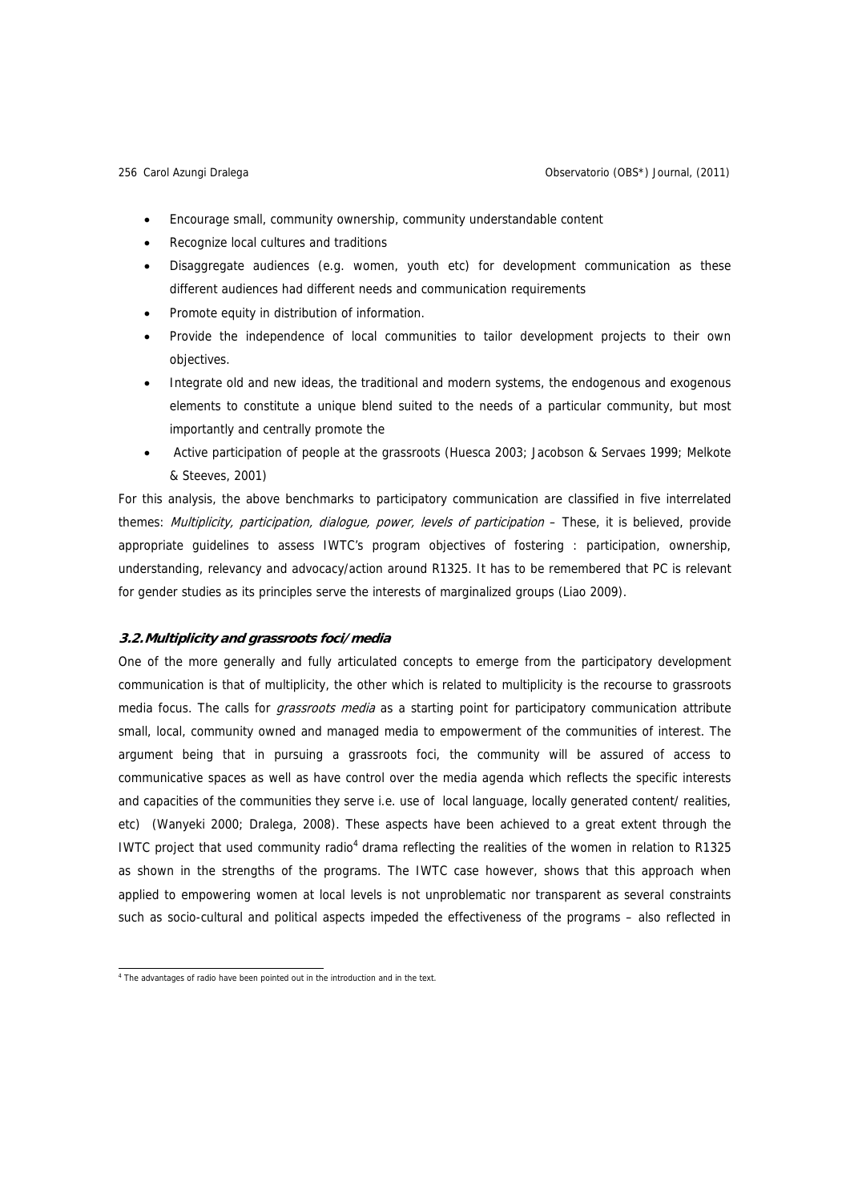- Encourage small, community ownership, community understandable content
- Recognize local cultures and traditions
- Disaggregate audiences (e.g. women, youth etc) for development communication as these different audiences had different needs and communication requirements
- Promote equity in distribution of information.
- Provide the independence of local communities to tailor development projects to their own objectives.
- Integrate old and new ideas, the traditional and modern systems, the endogenous and exogenous elements to constitute a unique blend suited to the needs of a particular community, but most importantly and centrally promote the
- Active participation of people at the grassroots (Huesca 2003; Jacobson & Servaes 1999; Melkote & Steeves, 2001)

For this analysis, the above benchmarks to participatory communication are classified in five interrelated themes: *Multiplicity, participation, dialogue, power, levels of participation* – These, it is believed, provide appropriate guidelines to assess IWTC's program objectives of fostering : participation, ownership, understanding, relevancy and advocacy/action around R1325. It has to be remembered that PC is relevant for gender studies as its principles serve the interests of marginalized groups (Liao 2009).

### 3.2. Multiplicity and grassroots foci/media

One of the more generally and fully articulated concepts to emerge from the participatory development communication is that of multiplicity, the other which is related to multiplicity is the recourse to grassroots media focus. The calls for *grassroots media* as a starting point for participatory communication attribute small, local, community owned and managed media to empowerment of the communities of interest. The argument being that in pursuing a grassroots foci, the community will be assured of access to communicative spaces as well as have control over the media agenda which reflects the specific interests and capacities of the communities they serve i.e. use of local language, locally generated content/ realities, etc) (Wanyeki 2000; Dralega, 2008). These aspects have been achieved to a great extent through the IWTC project that used community radio[4] drama reflecting the realities of the women in relation to R1325 as shown in the strengths of the programs. The IWTC case however, shows that this approach when applied to empowering women at local levels is not unproblematic nor transparent as several constraints such as socio-cultural and political aspects impeded the effectiveness of the programs – also reflected in

[4] The advantages of radio have been pointed out in the introduction and in the text.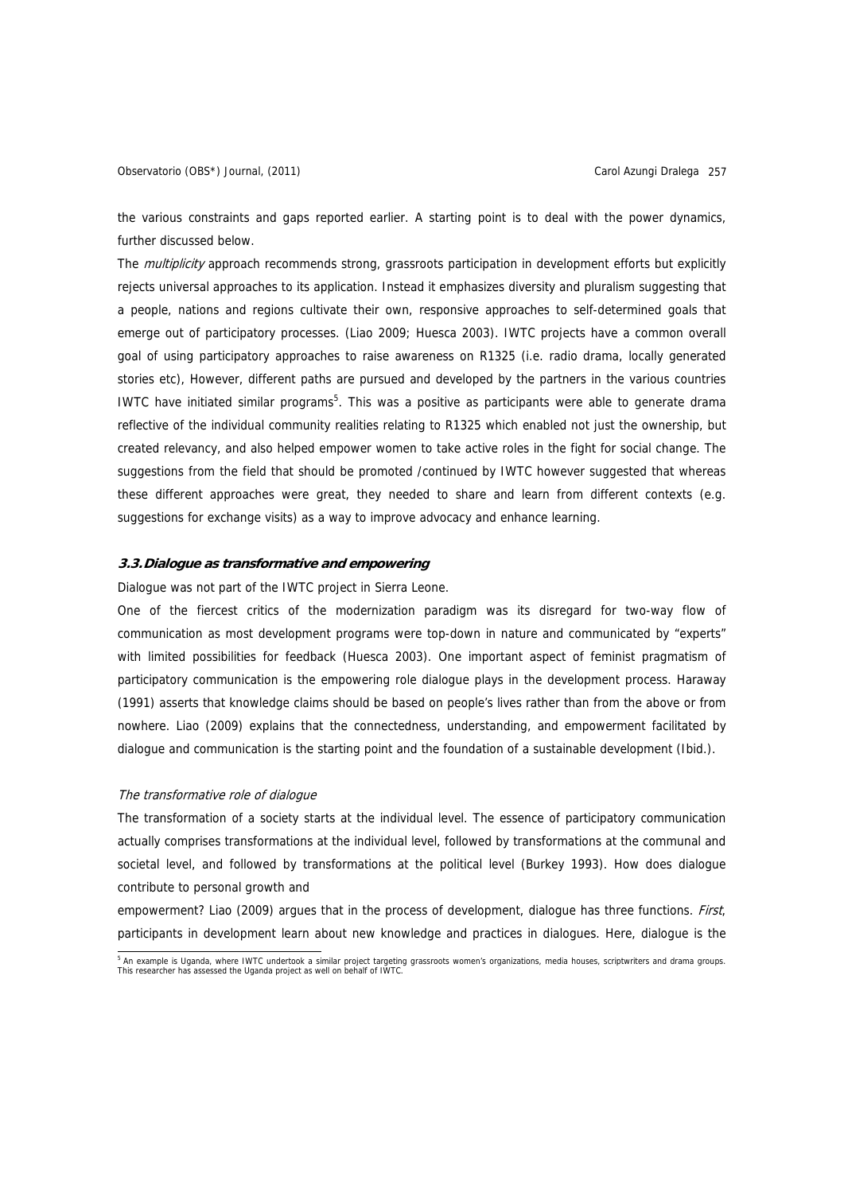the various constraints and gaps reported earlier. A starting point is to deal with the power dynamics, further discussed below.

The *multiplicity* approach recommends strong, grassroots participation in development efforts but explicitly rejects universal approaches to its application. Instead it emphasizes diversity and pluralism suggesting that a people, nations and regions cultivate their own, responsive approaches to self-determined goals that emerge out of participatory processes. (Liao 2009; Huesca 2003). IWTC projects have a common overall goal of using participatory approaches to raise awareness on R1325 (i.e. radio drama, locally generated stories etc), However, different paths are pursued and developed by the partners in the various countries IWTC have initiated similar programs[5]. This was a positive as participants were able to generate drama reflective of the individual community realities relating to R1325 which enabled not just the ownership, but created relevancy, and also helped empower women to take active roles in the fight for social change. The suggestions from the field that should be promoted /continued by IWTC however suggested that whereas these different approaches were great, they needed to share and learn from different contexts (e.g. suggestions for exchange visits) as a way to improve advocacy and enhance learning.

### 3.3. Dialogue as transformative and empowering

Dialogue was not part of the IWTC project in Sierra Leone.

One of the fiercest critics of the modernization paradigm was its disregard for two-way flow of communication as most development programs were top-down in nature and communicated by "experts" with limited possibilities for feedback (Huesca 2003). One important aspect of feminist pragmatism of participatory communication is the empowering role dialogue plays in the development process. Haraway (1991) asserts that knowledge claims should be based on people's lives rather than from the above or from nowhere. Liao (2009) explains that the connectedness, understanding, and empowerment facilitated by dialogue and communication is the starting point and the foundation of a sustainable development (Ibid.).

*The transformative role of dialogue*

The transformation of a society starts at the individual level. The essence of participatory communication actually comprises transformations at the individual level, followed by transformations at the communal and societal level, and followed by transformations at the political level (Burkey 1993). How does dialogue contribute to personal growth and

empowerment? Liao (2009) argues that in the process of development, dialogue has three functions. *First*, participants in development learn about new knowledge and practices in dialogues. Here, dialogue is the

[5] An example is Uganda, where IWTC undertook a similar project targeting grassroots women's organizations, media houses, scriptwriters and drama groups. This researcher has assessed the Uganda project as well on behalf of IWTC.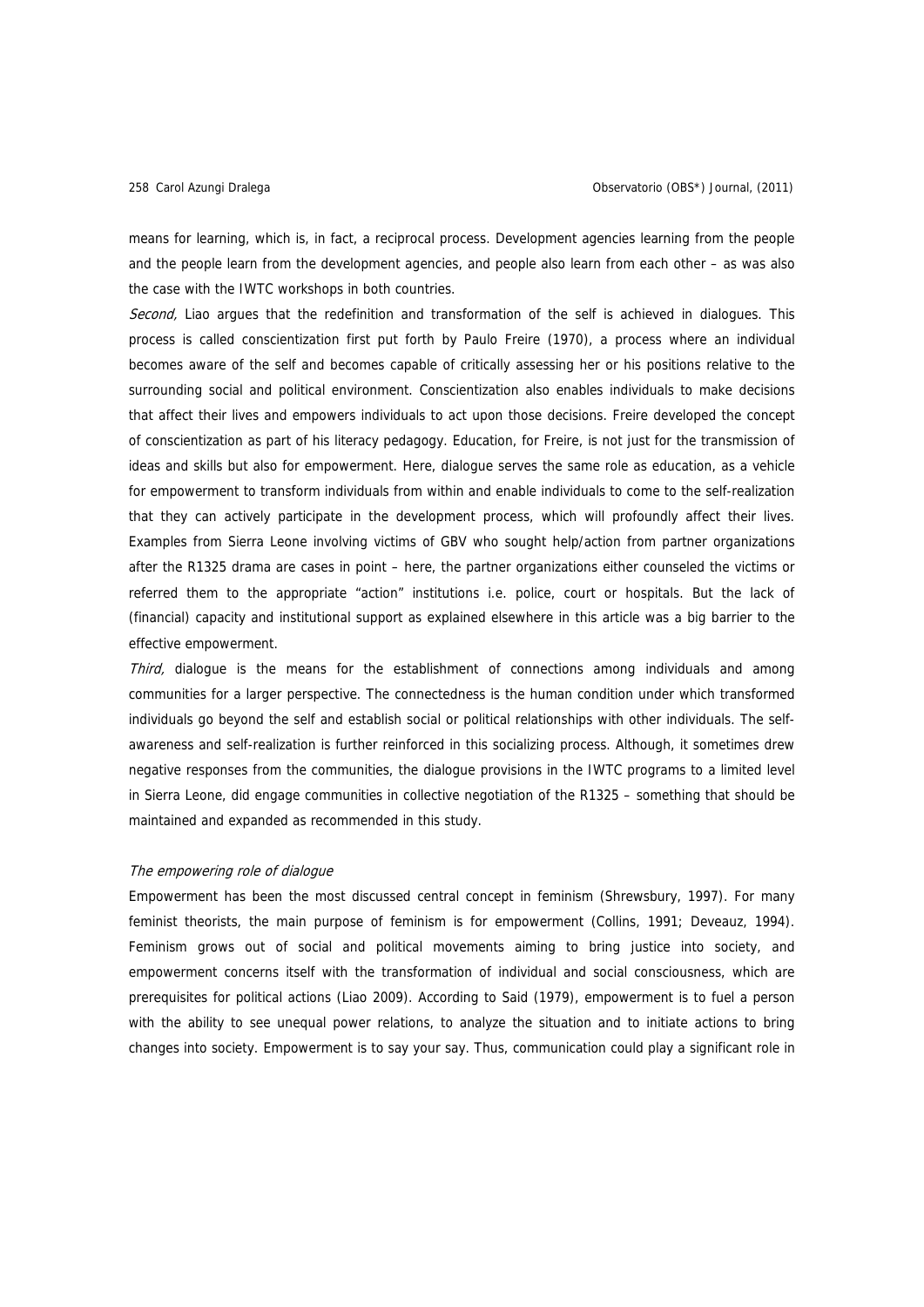means for learning, which is, in fact, a reciprocal process. Development agencies learning from the people and the people learn from the development agencies, and people also learn from each other – as was also the case with the IWTC workshops in both countries.

*Second,* Liao argues that the redefinition and transformation of the self is achieved in dialogues. This process is called conscientization first put forth by Paulo Freire (1970), a process where an individual becomes aware of the self and becomes capable of critically assessing her or his positions relative to the surrounding social and political environment. Conscientization also enables individuals to make decisions that affect their lives and empowers individuals to act upon those decisions. Freire developed the concept of conscientization as part of his literacy pedagogy. Education, for Freire, is not just for the transmission of ideas and skills but also for empowerment. Here, dialogue serves the same role as education, as a vehicle for empowerment to transform individuals from within and enable individuals to come to the self-realization that they can actively participate in the development process, which will profoundly affect their lives. Examples from Sierra Leone involving victims of GBV who sought help/action from partner organizations after the R1325 drama are cases in point – here, the partner organizations either counseled the victims or referred them to the appropriate "action" institutions i.e. police, court or hospitals. But the lack of (financial) capacity and institutional support as explained elsewhere in this article was a big barrier to the effective empowerment.

*Third,* dialogue is the means for the establishment of connections among individuals and among communities for a larger perspective. The connectedness is the human condition under which transformed individuals go beyond the self and establish social or political relationships with other individuals. The self-awareness and self-realization is further reinforced in this socializing process. Although, it sometimes drew negative responses from the communities, the dialogue provisions in the IWTC programs to a limited level in Sierra Leone, did engage communities in collective negotiation of the R1325 – something that should be maintained and expanded as recommended in this study.

### *The empowering role of dialogue*

Empowerment has been the most discussed central concept in feminism (Shrewsbury, 1997). For many feminist theorists, the main purpose of feminism is for empowerment (Collins, 1991; Deveaux, 1994). Feminism grows out of social and political movements aiming to bring justice into society, and empowerment concerns itself with the transformation of individual and social consciousness, which are prerequisites for political actions (Liao 2009). According to Said (1979), empowerment is to fuel a person with the ability to see unequal power relations, to analyze the situation and to initiate actions to bring changes into society. Empowerment is to say your say. Thus, communication could play a significant role in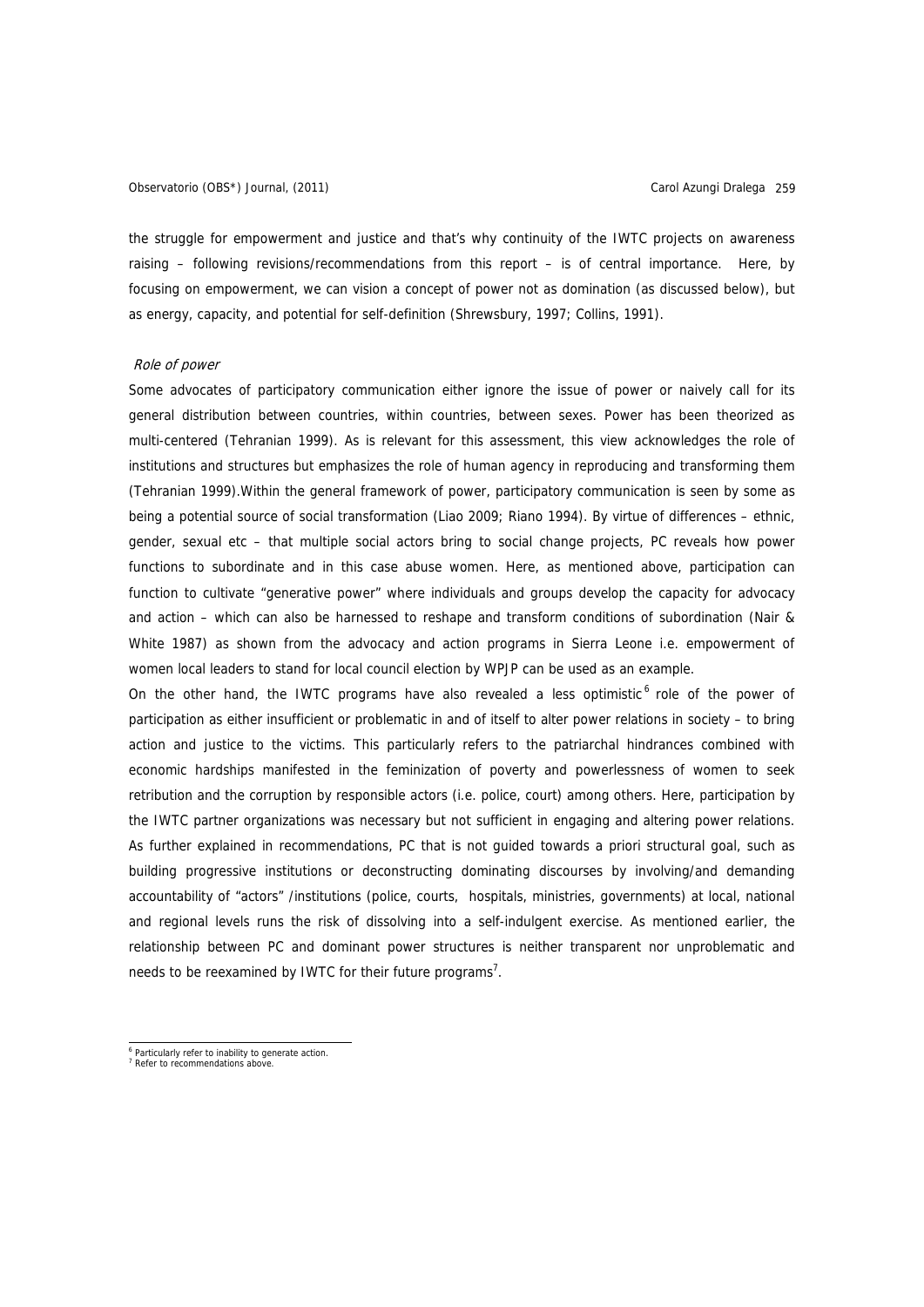the struggle for empowerment and justice and that's why continuity of the IWTC projects on awareness raising – following revisions/recommendations from this report – is of central importance. Here, by focusing on empowerment, we can vision a concept of power not as domination (as discussed below), but as energy, capacity, and potential for self-definition (Shrewsbury, 1997; Collins, 1991).

*Role of power*

Some advocates of participatory communication either ignore the issue of power or naively call for its general distribution between countries, within countries, between sexes. Power has been theorized as multi-centered (Tehranian 1999). As is relevant for this assessment, this view acknowledges the role of institutions and structures but emphasizes the role of human agency in reproducing and transforming them (Tehranian 1999).Within the general framework of power, participatory communication is seen by some as being a potential source of social transformation (Liao 2009; Riano 1994). By virtue of differences – ethnic, gender, sexual etc – that multiple social actors bring to social change projects, PC reveals how power functions to subordinate and in this case abuse women. Here, as mentioned above, participation can function to cultivate "generative power" where individuals and groups develop the capacity for advocacy and action – which can also be harnessed to reshape and transform conditions of subordination (Nair & White 1987) as shown from the advocacy and action programs in Sierra Leone i.e. empowerment of women local leaders to stand for local council election by WPJP can be used as an example.

On the other hand, the IWTC programs have also revealed a less optimistic[6] role of the power of participation as either insufficient or problematic in and of itself to alter power relations in society – to bring action and justice to the victims. This particularly refers to the patriarchal hindrances combined with economic hardships manifested in the feminization of poverty and powerlessness of women to seek retribution and the corruption by responsible actors (i.e. police, court) among others. Here, participation by the IWTC partner organizations was necessary but not sufficient in engaging and altering power relations. As further explained in recommendations, PC that is not guided towards a priori structural goal, such as building progressive institutions or deconstructing dominating discourses by involving/and demanding accountability of "actors" /institutions (police, courts, hospitals, ministries, governments) at local, national and regional levels runs the risk of dissolving into a self-indulgent exercise. As mentioned earlier, the relationship between PC and dominant power structures is neither transparent nor unproblematic and needs to be reexamined by IWTC for their future programs[7].

---

[6] Particularly refer to inability to generate action.
[7] Refer to recommendations above.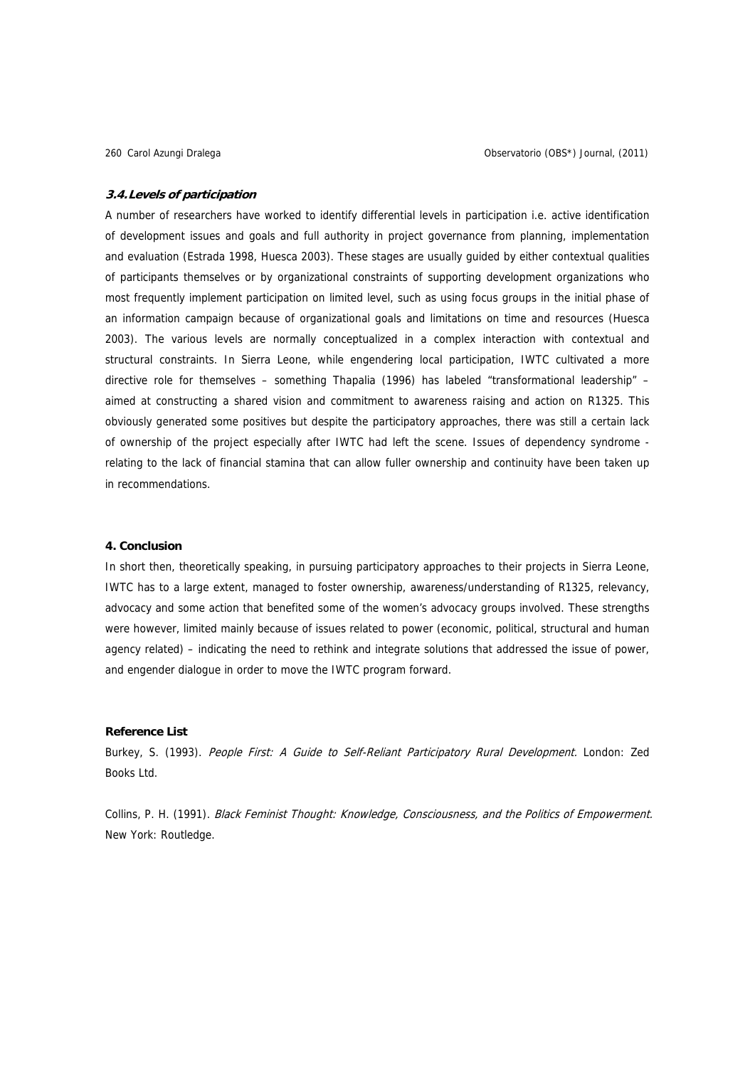### *3.4. Levels of participation*

A number of researchers have worked to identify differential levels in participation i.e. active identification of development issues and goals and full authority in project governance from planning, implementation and evaluation (Estrada 1998, Huesca 2003). These stages are usually guided by either contextual qualities of participants themselves or by organizational constraints of supporting development organizations who most frequently implement participation on limited level, such as using focus groups in the initial phase of an information campaign because of organizational goals and limitations on time and resources (Huesca 2003). The various levels are normally conceptualized in a complex interaction with contextual and structural constraints. In Sierra Leone, while engendering local participation, IWTC cultivated a more directive role for themselves – something Thapalia (1996) has labeled "transformational leadership" – aimed at constructing a shared vision and commitment to awareness raising and action on R1325. This obviously generated some positives but despite the participatory approaches, there was still a certain lack of ownership of the project especially after IWTC had left the scene. Issues of dependency syndrome - relating to the lack of financial stamina that can allow fuller ownership and continuity have been taken up in recommendations.

## 4. Conclusion

In short then, theoretically speaking, in pursuing participatory approaches to their projects in Sierra Leone, IWTC has to a large extent, managed to foster ownership, awareness/understanding of R1325, relevancy, advocacy and some action that benefited some of the women's advocacy groups involved. These strengths were however, limited mainly because of issues related to power (economic, political, structural and human agency related) – indicating the need to rethink and integrate solutions that addressed the issue of power, and engender dialogue in order to move the IWTC program forward.

## Reference List

Burkey, S. (1993). *People First: A Guide to Self-Reliant Participatory Rural Development*. London: Zed Books Ltd.

Collins, P. H. (1991). *Black Feminist Thought: Knowledge, Consciousness, and the Politics of Empowerment*. New York: Routledge.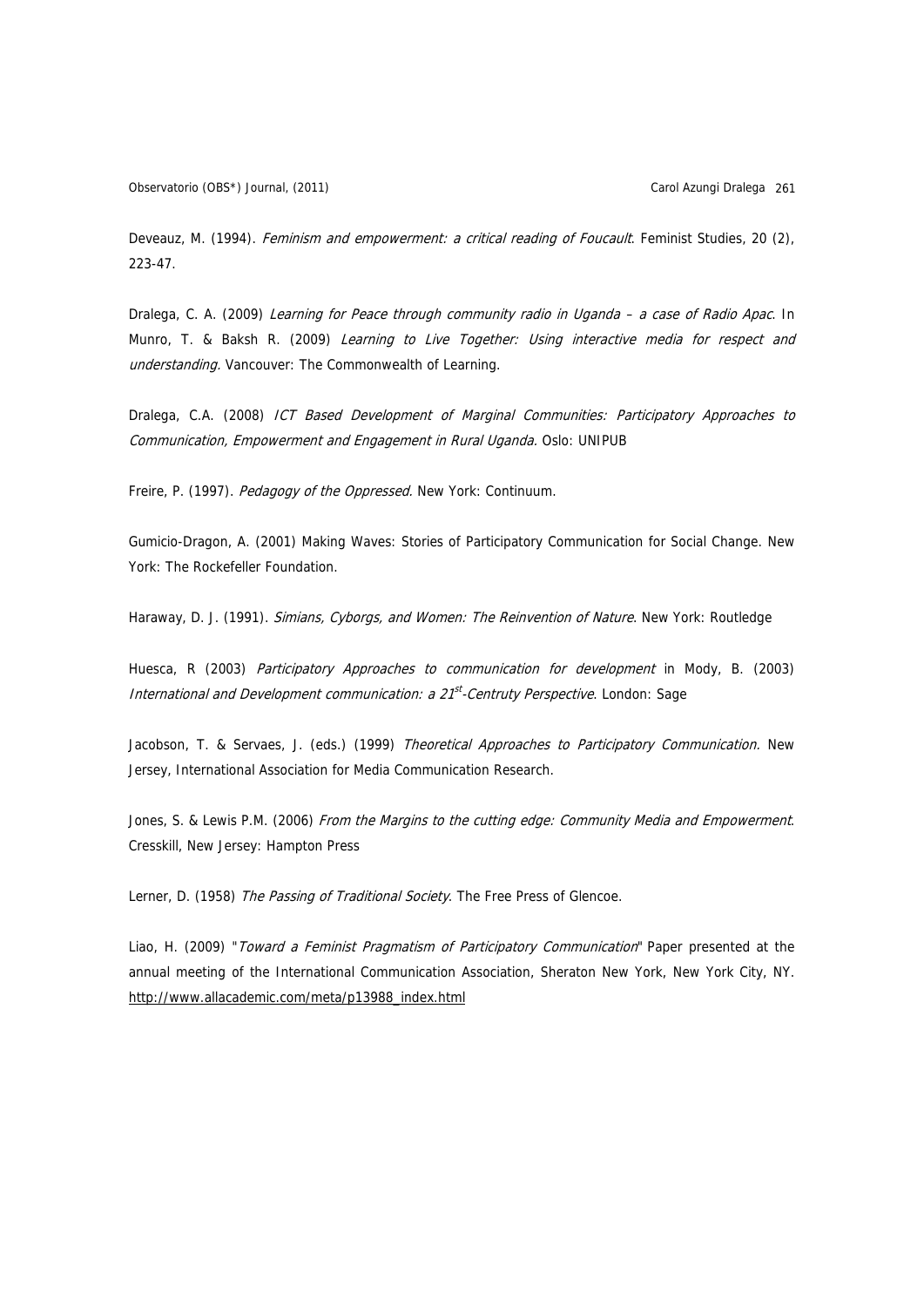Deveauz, M. (1994). *Feminism and empowerment: a critical reading of Foucault*. Feminist Studies, 20 (2), 223-47.

Dralega, C. A. (2009) *Learning for Peace through community radio in Uganda – a case of Radio Apac*. In Munro, T. & Baksh R. (2009) *Learning to Live Together: Using interactive media for respect and understanding.* Vancouver: The Commonwealth of Learning.

Dralega, C.A. (2008) *ICT Based Development of Marginal Communities: Participatory Approaches to Communication, Empowerment and Engagement in Rural Uganda.* Oslo: UNIPUB

Freire, P. (1997). *Pedagogy of the Oppressed.* New York: Continuum.

Gumicio-Dragon, A. (2001) Making Waves: Stories of Participatory Communication for Social Change. New York: The Rockefeller Foundation.

Haraway, D. J. (1991). *Simians, Cyborgs, and Women: The Reinvention of Nature*. New York: Routledge

Huesca, R (2003) *Participatory Approaches to communication for development* in Mody, B. (2003) *International and Development communication: a 21st-Centruty Perspective*. London: Sage

Jacobson, T. & Servaes, J. (eds.) (1999) *Theoretical Approaches to Participatory Communication.* New Jersey, International Association for Media Communication Research.

Jones, S. & Lewis P.M. (2006) *From the Margins to the cutting edge: Community Media and Empowerment*. Cresskill, New Jersey: Hampton Press

Lerner, D. (1958) *The Passing of Traditional Society*. The Free Press of Glencoe.

Liao, H. (2009) "*Toward a Feminist Pragmatism of Participatory Communication*" Paper presented at the annual meeting of the International Communication Association, Sheraton New York, New York City, NY. http://www.allacademic.com/meta/p13988_index.html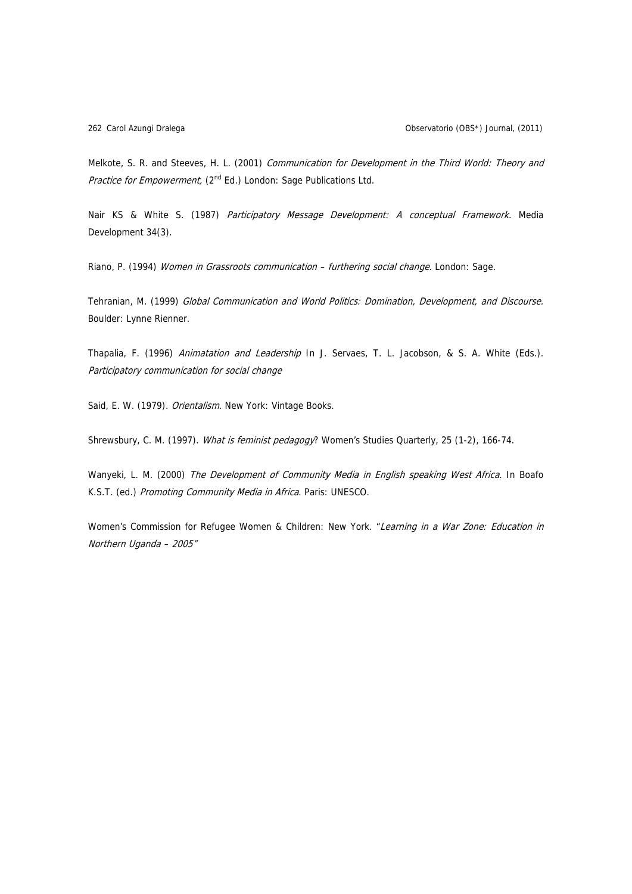Melkote, S. R. and Steeves, H. L. (2001) *Communication for Development in the Third World: Theory and Practice for Empowerment*, (2nd Ed.) London: Sage Publications Ltd.

Nair KS & White S. (1987) *Participatory Message Development: A conceptual Framework.* Media Development 34(3).

Riano, P. (1994) *Women in Grassroots communication – furthering social change*. London: Sage.

Tehranian, M. (1999) *Global Communication and World Politics: Domination, Development, and Discourse.* Boulder: Lynne Rienner.

Thapalia, F. (1996) *Animatation and Leadership* In J. Servaes, T. L. Jacobson, & S. A. White (Eds.). *Participatory communication for social change*

Said, E. W. (1979). *Orientalism*. New York: Vintage Books.

Shrewsbury, C. M. (1997). *What is feminist pedagogy*? Women's Studies Quarterly, 25 (1-2), 166-74.

Wanyeki, L. M. (2000) *The Development of Community Media in English speaking West Africa.* In Boafo K.S.T. (ed.) *Promoting Community Media in Africa*. Paris: UNESCO.

Women's Commission for Refugee Women & Children: New York. "*Learning in a War Zone: Education in Northern Uganda – 2005*"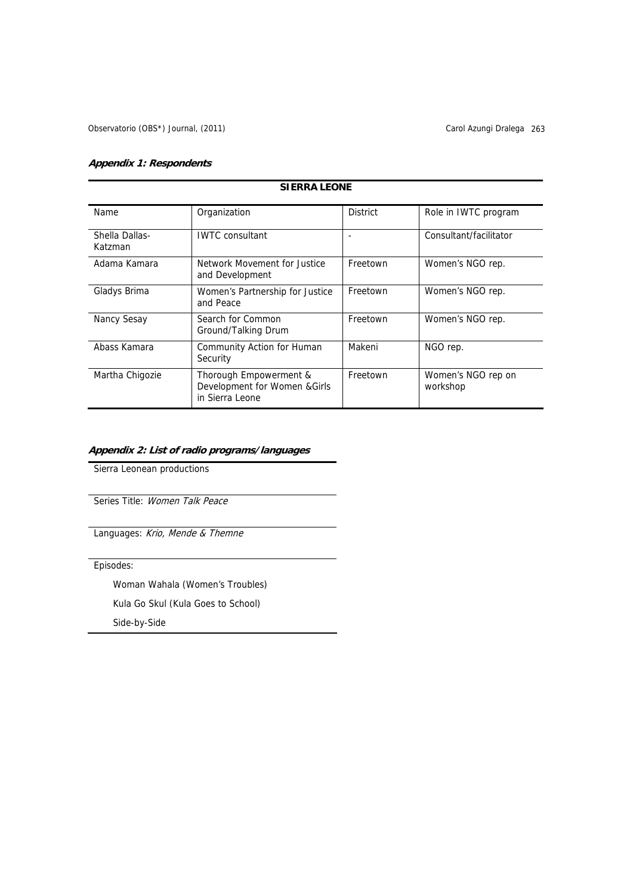***Appendix 1: Respondents***

| SIERRA LEONE | | | |
|---|---|---|---|
| Name | Organization | District | Role in IWTC program |
| Shella Dallas-Katzman | IWTC consultant | - | Consultant/facilitator |
| Adama Kamara | Network Movement for Justice and Development | Freetown | Women's NGO rep. |
| Gladys Brima | Women's Partnership for Justice and Peace | Freetown | Women's NGO rep. |
| Nancy Sesay | Search for Common Ground/Talking Drum | Freetown | Women's NGO rep. |
| Abass Kamara | Community Action for Human Security | Makeni | NGO rep. |
| Martha Chigozie | Thorough Empowerment & Development for Women &Girls in Sierra Leone | Freetown | Women's NGO rep on workshop |

***Appendix 2: List of radio programs/languages***

Sierra Leonean productions

Series Title: *Women Talk Peace*

Languages: *Krio, Mende & Themne*

Episodes:

- Woman Wahala (Women's Troubles)
- Kula Go Skul (Kula Goes to School)
- Side-by-Side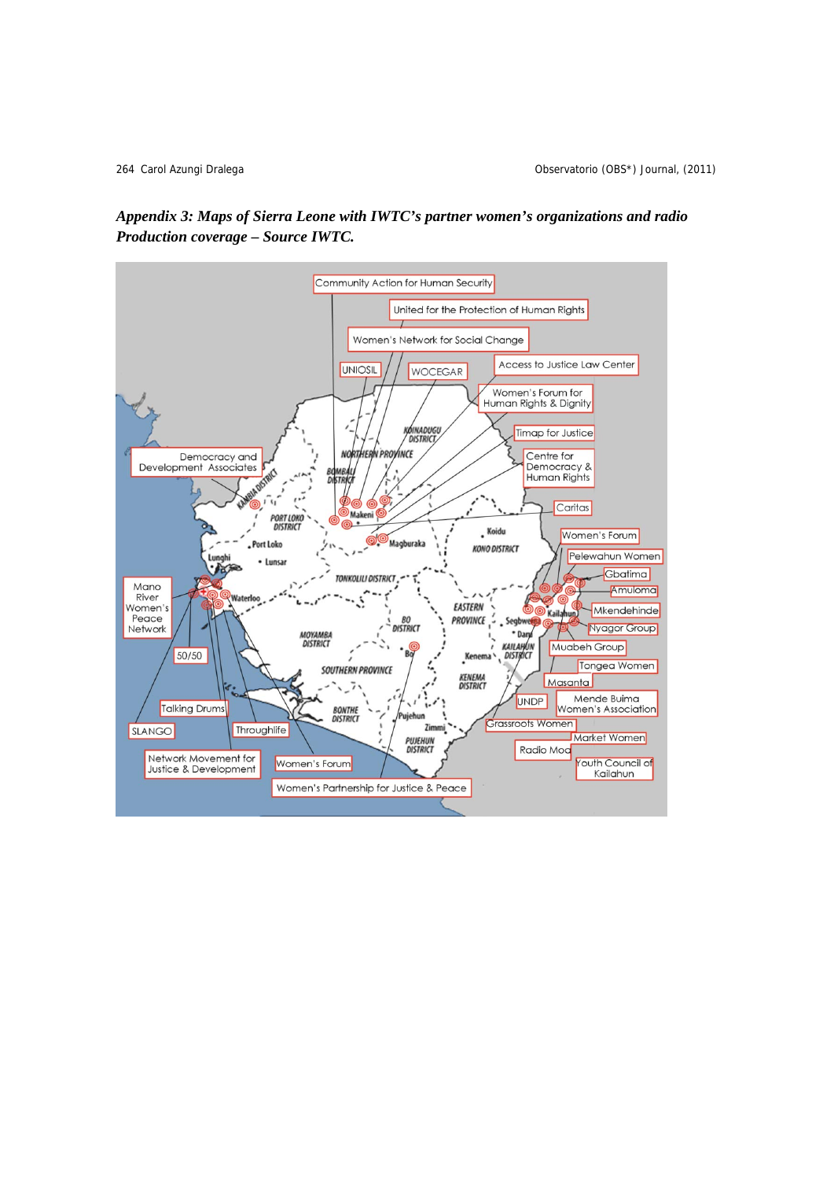***Appendix 3: Maps of Sierra Leone with IWTC's partner women's organizations and radio Production coverage – Source IWTC.***

Community Action for Human Security
United for the Protection of Human Rights
Women's Network for Social Change
UNIOSIL
WOCEGAR
Access to Justice Law Center
Women's Forum for Human Rights & Dignity
Timap for Justice
Centre for Democracy & Human Rights
Caritas
Women's Forum
Pelewahun Women
Gbatima
Amuloma
Mkendehinde
Nyagor Group
Muabeh Group
Tongea Women
Masanta
Mende Buima Women's Association
UNDP
Grassroots Women
Market Women
Radio Moa
Youth Council of Kailahun
Democracy and Development Associates
Mano River Women's Peace Network
50/50
Talking Drums
SLANGO
Throughlife
Network Movement for Justice & Development
Women's Forum
Women's Partnership for Justice & Peace

KOINADUGU DISTRICT
NORTHERN PROVINCE
BOMBALI DISTRICT
KAMBIA DISTRICT
PORT LOKO DISTRICT
Makeni
Magburaka
Koidu
KONO DISTRICT
Port Loko
Lunghi
Lunsar
TONKOLILI DISTRICT
Waterloo
EASTERN PROVINCE
Kailahun
Segbwema
Daru
BO DISTRICT
MOYAMBA DISTRICT
Bo
Kenema
KAILAHUN DISTRICT
SOUTHERN PROVINCE
KENEMA DISTRICT
BONTHE DISTRICT
Pujehun
Zimmi
PUJEHUN DISTRICT